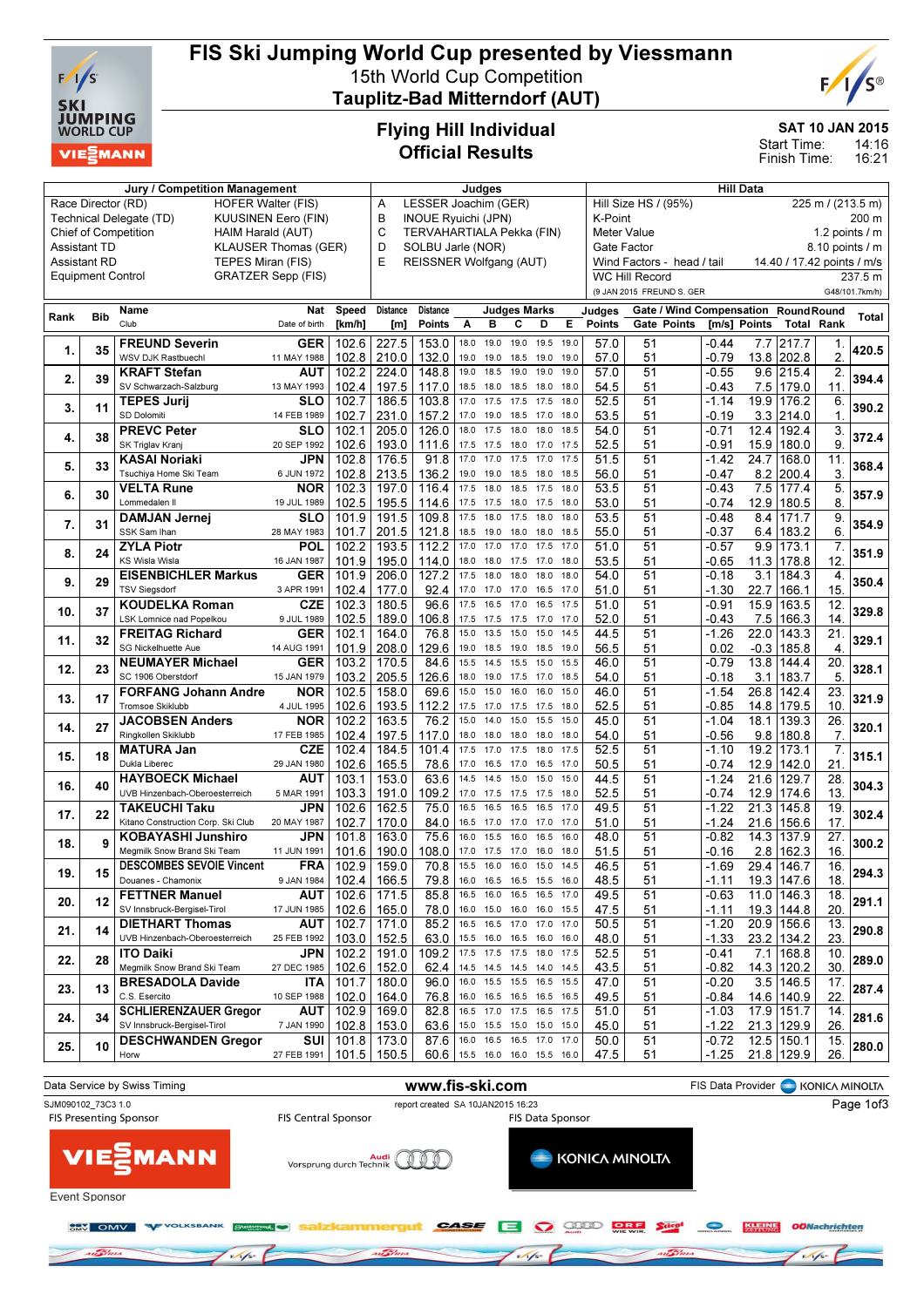# FIS Ski Jumping World Cup presented by Viessmann

15th World Cup Competition

**Tauplitz-Bad Mitterndorf (AUT)**

## Flying Hill Individual
## Official Results

SAT 10 JAN 2015
Start Time: 14:16
Finish Time: 16:21

| Jury / Competition Management | | Judges | | Hill Data | |
|---|---|---|---|---|---|
| Race Director (RD) | HOFER Walter (FIS) | A | LESSER Joachim (GER) | Hill Size HS / (95%) | 225 m / (213.5 m) |
| Technical Delegate (TD) | KUUSINEN Eero (FIN) | B | INOUE Ryuichi (JPN) | K-Point | 200 m |
| Chief of Competition | HAIM Harald (AUT) | C | TERVAHARTIALA Pekka (FIN) | Meter Value | 1.2 points / m |
| Assistant TD | KLAUSER Thomas (GER) | D | SOLBU Jarle (NOR) | Gate Factor | 8.10 points / m |
| Assistant RD | TEPES Miran (FIS) | E | REISSNER Wolfgang (AUT) | Wind Factors - head / tail | 14.40 / 17.42 points / m/s |
| Equipment Control | GRATZER Sepp (FIS) | | | WC Hill Record | 237.5 m |
| | | | | (9 JAN 2015 FREUND S. GER | G48/101.7km/h) |

| Rank | Bib | Name / Club | Nat / Date of birth | Speed [km/h] | Distance [m] | Distance Points | A | B | C | D | E | Judges Points | Gate | Gate Points | Wind [m/s] | Wind Points | Round Total | Round Rank | Total |
|---|---|---|---|---|---|---|---|---|---|---|---|---|---|---|---|---|---|---|---|
| 1. | 35 | **FREUND Severin** | GER | 102.6 | 227.5 | 153.0 | 18.0 | 19.0 | 19.0 | 19.5 | 19.0 | 57.0 | 51 | | -0.44 | 7.7 | 217.7 | 1. | 420.5 |
| | | WSV DJK Rastbuechl | 11 MAY 1988 | 102.8 | 210.0 | 132.0 | 19.0 | 19.0 | 18.5 | 19.0 | 19.0 | 57.0 | 51 | | -0.79 | 13.8 | 202.8 | 2. | |
| 2. | 39 | **KRAFT Stefan** | AUT | 102.2 | 224.0 | 148.8 | 19.0 | 18.5 | 19.0 | 19.0 | 19.0 | 57.0 | 51 | | -0.55 | 9.6 | 215.4 | 2. | 394.4 |
| | | SV Schwarzach-Salzburg | 13 MAY 1993 | 102.4 | 197.5 | 117.0 | 18.5 | 18.0 | 18.5 | 18.0 | 18.0 | 54.5 | 51 | | -0.43 | 7.5 | 179.0 | 11. | |
| 3. | 11 | **TEPES Jurij** | SLO | 102.7 | 186.5 | 103.8 | 17.0 | 17.5 | 17.5 | 17.5 | 18.0 | 52.5 | 51 | | -1.14 | 19.9 | 176.2 | 6. | 390.2 |
| | | SD Dolomiti | 14 FEB 1989 | 102.7 | 231.0 | 157.2 | 17.0 | 19.0 | 18.5 | 17.0 | 18.0 | 53.5 | 51 | | -0.19 | 3.3 | 214.0 | 1. | |
| 4. | 38 | **PREVC Peter** | SLO | 102.1 | 205.0 | 126.0 | 18.0 | 17.5 | 18.0 | 18.0 | 18.5 | 54.0 | 51 | | -0.71 | 12.4 | 192.4 | 3. | 372.4 |
| | | SK Triglav Kranj | 20 SEP 1992 | 102.6 | 193.0 | 111.6 | 17.5 | 17.5 | 18.0 | 17.0 | 17.5 | 52.5 | 51 | | -0.91 | 15.9 | 180.0 | 9. | |
| 5. | 33 | **KASAI Noriaki** | JPN | 102.8 | 176.5 | 91.8 | 17.0 | 17.0 | 17.5 | 17.0 | 17.5 | 51.5 | 51 | | -1.42 | 24.7 | 168.0 | 11. | 368.4 |
| | | Tsuchiya Home Ski Team | 6 JUN 1972 | 102.8 | 213.5 | 136.2 | 19.0 | 19.0 | 18.5 | 18.0 | 18.5 | 56.0 | 51 | | -0.47 | 8.2 | 200.4 | 3. | |
| 6. | 30 | **VELTA Rune** | NOR | 102.3 | 197.0 | 116.4 | 17.5 | 18.0 | 18.5 | 17.5 | 18.0 | 53.5 | 51 | | -0.43 | 7.5 | 177.4 | 5. | 357.9 |
| | | Lommedalen Il | 19 JUL 1989 | 102.5 | 195.5 | 114.6 | 17.5 | 17.5 | 18.0 | 17.5 | 18.0 | 53.0 | 51 | | -0.74 | 12.9 | 180.5 | 8. | |
| 7. | 31 | **DAMJAN Jernej** | SLO | 101.9 | 191.5 | 109.8 | 17.5 | 18.0 | 17.5 | 18.0 | 18.0 | 53.5 | 51 | | -0.48 | 8.4 | 171.7 | 9. | 354.9 |
| | | SSK Sam Ihan | 28 MAY 1983 | 101.7 | 201.5 | 121.8 | 18.5 | 19.0 | 18.0 | 18.0 | 18.5 | 55.0 | 51 | | -0.37 | 6.4 | 183.2 | 6. | |
| 8. | 24 | **ZYLA Piotr** | POL | 102.2 | 193.5 | 112.2 | 17.0 | 17.0 | 17.0 | 17.5 | 17.0 | 51.0 | 51 | | -0.57 | 9.9 | 173.1 | 7. | 351.9 |
| | | KS Wisla Wisla | 16 JAN 1987 | 101.9 | 195.0 | 114.0 | 18.0 | 18.0 | 17.5 | 17.0 | 18.0 | 53.5 | 51 | | -0.65 | 11.3 | 178.8 | 12. | |
| 9. | 29 | **EISENBICHLER Markus** | GER | 101.9 | 206.0 | 127.2 | 17.5 | 18.0 | 18.0 | 18.0 | 18.0 | 54.0 | 51 | | -0.18 | 3.1 | 184.3 | 4. | 350.4 |
| | | TSV Siegsdorf | 3 APR 1991 | 102.4 | 177.0 | 92.4 | 17.0 | 17.0 | 17.0 | 16.5 | 17.0 | 51.0 | 51 | | -1.30 | 22.7 | 166.1 | 15. | |
| 10. | 37 | **KOUDELKA Roman** | CZE | 102.3 | 180.5 | 96.6 | 17.5 | 16.5 | 17.0 | 16.5 | 17.5 | 51.0 | 51 | | -0.91 | 15.9 | 163.5 | 12. | 329.8 |
| | | LSK Lomnice nad Popelkou | 9 JUL 1989 | 102.5 | 189.0 | 106.8 | 17.5 | 17.5 | 17.5 | 17.0 | 17.0 | 52.0 | 51 | | -0.43 | 7.5 | 166.3 | 14. | |
| 11. | 32 | **FREITAG Richard** | GER | 102.1 | 164.0 | 76.8 | 15.0 | 13.5 | 15.0 | 15.0 | 14.5 | 44.5 | 51 | | -1.26 | 22.0 | 143.3 | 21. | 329.1 |
| | | SG Nickelhuette Aue | 14 AUG 1991 | 101.9 | 208.0 | 129.6 | 19.0 | 18.5 | 19.0 | 18.5 | 19.0 | 56.5 | 51 | | 0.02 | -0.3 | 185.8 | 4. | |
| 12. | 23 | **NEUMAYER Michael** | GER | 103.2 | 170.5 | 84.6 | 15.5 | 14.5 | 15.5 | 15.5 | 15.5 | 46.0 | 51 | | -0.79 | 13.8 | 144.4 | 20. | 328.1 |
| | | SC 1906 Oberstdorf | 15 JAN 1979 | 103.2 | 205.5 | 126.6 | 18.0 | 19.0 | 17.5 | 17.0 | 18.5 | 54.0 | 51 | | -0.18 | 3.1 | 183.7 | 5. | |
| 13. | 17 | **FORFANG Johann Andre** | NOR | 102.5 | 158.0 | 69.6 | 15.0 | 15.0 | 16.0 | 16.0 | 15.0 | 46.0 | 51 | | -1.54 | 26.8 | 142.4 | 23. | 321.9 |
| | | Tromsoe Skiklubb | 4 JUL 1995 | 102.6 | 193.5 | 112.2 | 17.5 | 17.0 | 17.5 | 17.5 | 18.0 | 52.5 | 51 | | -0.85 | 14.8 | 179.5 | 10. | |
| 14. | 27 | **JACOBSEN Anders** | NOR | 102.2 | 163.5 | 76.2 | 15.0 | 14.0 | 15.0 | 15.5 | 15.0 | 45.0 | 51 | | -1.04 | 18.1 | 139.3 | 26. | 320.1 |
| | | Ringkollen Skiklubb | 17 FEB 1985 | 102.4 | 197.5 | 117.0 | 18.0 | 18.0 | 18.0 | 18.0 | 18.0 | 54.0 | 51 | | -0.56 | 9.8 | 180.8 | 7. | |
| 15. | 18 | **MATURA Jan** | CZE | 102.4 | 184.5 | 101.4 | 17.5 | 17.0 | 17.5 | 18.0 | 17.5 | 52.5 | 51 | | -1.10 | 19.2 | 173.1 | 7. | 315.1 |
| | | Dukla Liberec | 29 JAN 1980 | 102.6 | 165.5 | 78.6 | 17.0 | 16.5 | 17.0 | 16.5 | 17.0 | 50.5 | 51 | | -0.74 | 12.9 | 142.0 | 21. | |
| 16. | 40 | **HAYBOECK Michael** | AUT | 103.1 | 153.0 | 63.6 | 14.5 | 14.5 | 15.0 | 15.0 | 15.0 | 44.5 | 51 | | -1.24 | 21.6 | 129.7 | 28. | 304.3 |
| | | UVB Hinzenbach-Oberoesterreich | 5 MAR 1991 | 103.3 | 191.0 | 109.2 | 17.0 | 17.5 | 17.5 | 17.5 | 18.0 | 52.5 | 51 | | -0.74 | 12.9 | 174.6 | 13. | |
| 17. | 22 | **TAKEUCHI Taku** | JPN | 102.6 | 162.5 | 75.0 | 16.5 | 16.5 | 16.5 | 16.5 | 17.0 | 49.5 | 51 | | -1.22 | 21.3 | 145.8 | 19. | 302.4 |
| | | Kitano Construction Corp. Ski Club | 20 MAY 1987 | 102.7 | 170.0 | 84.0 | 16.5 | 17.0 | 17.0 | 17.0 | 17.0 | 51.0 | 51 | | -1.24 | 21.6 | 156.6 | 17. | |
| 18. | 9 | **KOBAYASHI Junshiro** | JPN | 101.8 | 163.0 | 75.6 | 16.0 | 15.5 | 16.0 | 16.5 | 16.0 | 48.0 | 51 | | -0.82 | 14.3 | 137.9 | 27. | 300.2 |
| | | Megmilk Snow Brand Ski Team | 11 JUN 1991 | 101.6 | 190.0 | 108.0 | 17.0 | 17.5 | 17.0 | 16.0 | 18.0 | 51.5 | 51 | | -0.16 | 2.8 | 162.3 | 16. | |
| 19. | 15 | **DESCOMBES SEVOIE Vincent** | FRA | 102.9 | 159.0 | 70.8 | 15.5 | 16.0 | 16.0 | 15.0 | 14.5 | 46.5 | 51 | | -1.69 | 29.4 | 146.7 | 16. | 294.3 |
| | | Douanes - Chamonix | 9 JAN 1984 | 102.4 | 166.5 | 79.8 | 16.0 | 16.5 | 16.0 | 15.5 | 16.0 | 48.5 | 51 | | -1.11 | 19.3 | 147.6 | 18. | |
| 20. | 12 | **FETTNER Manuel** | AUT | 102.6 | 171.5 | 85.8 | 16.5 | 16.0 | 16.5 | 16.5 | 17.0 | 49.5 | 51 | | -0.63 | 11.0 | 146.3 | 18. | 291.1 |
| | | SV Innsbruck-Bergisel-Tirol | 17 JUN 1985 | 102.6 | 165.0 | 78.0 | 16.0 | 15.0 | 16.0 | 16.0 | 15.5 | 47.5 | 51 | | -1.11 | 19.3 | 144.8 | 20. | |
| 21. | 14 | **DIETHART Thomas** | AUT | 102.7 | 171.0 | 85.2 | 16.5 | 16.5 | 17.0 | 17.0 | 17.0 | 50.5 | 51 | | -1.20 | 20.9 | 156.6 | 13. | 290.8 |
| | | UVB Hinzenbach-Oberoesterreich | 25 FEB 1992 | 103.0 | 152.5 | 63.0 | 15.5 | 16.0 | 16.5 | 16.0 | 16.0 | 48.0 | 51 | | -1.33 | 23.2 | 134.2 | 23. | |
| 22. | 28 | **ITO Daiki** | JPN | 102.2 | 191.0 | 109.2 | 17.5 | 17.5 | 17.5 | 18.0 | 17.5 | 52.5 | 51 | | -0.41 | 7.1 | 168.8 | 10. | 289.0 |
| | | Megmilk Snow Brand Ski Team | 27 DEC 1985 | 102.6 | 152.0 | 62.4 | 14.5 | 14.5 | 14.5 | 14.0 | 14.5 | 43.5 | 51 | | -0.82 | 14.3 | 120.2 | 30. | |
| 23. | 13 | **BRESADOLA Davide** | ITA | 101.7 | 180.0 | 96.0 | 16.0 | 15.5 | 15.5 | 16.5 | 15.5 | 47.0 | 51 | | -0.20 | 3.5 | 146.5 | 17. | 287.4 |
| | | C.S. Esercito | 10 SEP 1988 | 102.0 | 164.0 | 76.8 | 16.0 | 16.5 | 16.5 | 16.5 | 16.5 | 49.5 | 51 | | -0.84 | 14.6 | 140.9 | 22. | |
| 24. | 34 | **SCHLIERENZAUER Gregor** | AUT | 102.9 | 169.0 | 82.8 | 16.5 | 17.0 | 17.5 | 16.5 | 17.5 | 51.0 | 51 | | -1.03 | 17.9 | 151.7 | 14. | 281.6 |
| | | SV Innsbruck-Bergisel-Tirol | 7 JAN 1990 | 102.8 | 153.0 | 63.6 | 15.0 | 15.5 | 15.0 | 15.0 | 15.0 | 45.0 | 51 | | -1.22 | 21.3 | 129.9 | 26. | |
| 25. | 10 | **DESCHWANDEN Gregor** | SUI | 101.8 | 173.0 | 87.6 | 16.0 | 16.5 | 16.5 | 17.0 | 17.0 | 50.0 | 51 | | -0.72 | 12.5 | 150.1 | 15. | 280.0 |
| | | Horw | 27 FEB 1991 | 101.5 | 150.5 | 60.6 | 15.5 | 16.0 | 16.0 | 15.5 | 16.0 | 47.5 | 51 | | -1.25 | 21.8 | 129.9 | 26. | |

Data Service by Swiss Timing — www.fis-ski.com — FIS Data Provider KONICA MINOLTA

SJM090102_73C3 1.0 — report created SA 10JAN2015 16:23

FIS Presenting Sponsor: VIESSMANN — FIS Central Sponsor: Audi Vorsprung durch Technik — FIS Data Sponsor: KONICA MINOLTA

Event Sponsor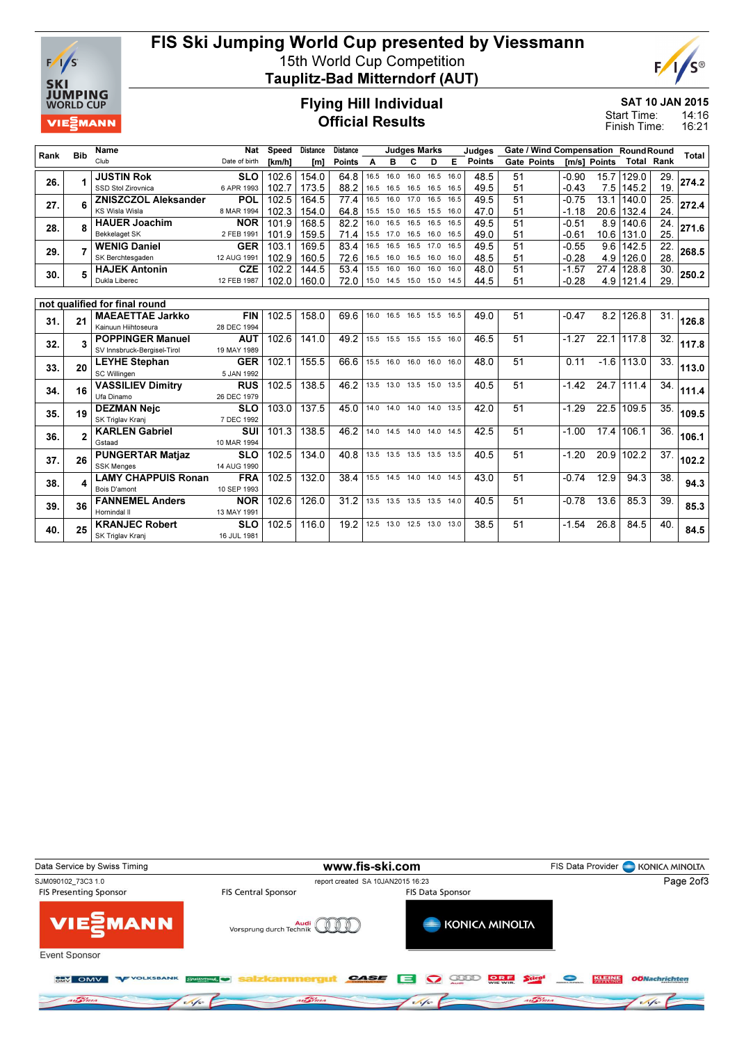# FIS Ski Jumping World Cup presented by Viessmann

15th World Cup Competition

**Tauplitz-Bad Mitterndorf (AUT)**

## Flying Hill Individual
## Official Results

**SAT 10 JAN 2015**
Start Time: 14:16
Finish Time: 16:21

| Rank | Bib | Name / Club | Nat / Date of birth | Speed [km/h] | Distance [m] | Distance Points | A | B | C | D | E | Judges Points | Gate | Gate Points | Wind [m/s] | Wind Points | Round Total | Round Rank | Total |
|---|---|---|---|---|---|---|---|---|---|---|---|---|---|---|---|---|---|---|---|
| 26. | 1 | JUSTIN Rok / SSD Stol Zirovnica | SLO / 6 APR 1993 | 102.6 | 154.0 | 64.8 | 16.5 | 16.0 | 16.0 | 16.5 | 16.0 | 48.5 | 51 | | -0.90 | 15.7 | 129.0 | 29. | 274.2 |
| | | | | 102.7 | 173.5 | 88.2 | 16.5 | 16.5 | 16.5 | 16.5 | 16.5 | 49.5 | 51 | | -0.43 | 7.5 | 145.2 | 19. | |
| 27. | 6 | ZNISZCZOL Aleksander / KS Wisla Wisla | POL / 8 MAR 1994 | 102.5 | 164.5 | 77.4 | 16.5 | 16.0 | 17.0 | 16.5 | 16.5 | 49.5 | 51 | | -0.75 | 13.1 | 140.0 | 25. | 272.4 |
| | | | | 102.3 | 154.0 | 64.8 | 15.5 | 15.0 | 16.5 | 15.5 | 16.0 | 47.0 | 51 | | -1.18 | 20.6 | 132.4 | 24. | |
| 28. | 8 | HAUER Joachim / Bekkelaget SK | NOR / 2 FEB 1991 | 101.9 | 168.5 | 82.2 | 16.0 | 16.5 | 16.5 | 16.5 | 16.5 | 49.5 | 51 | | -0.51 | 8.9 | 140.6 | 24. | 271.6 |
| | | | | 101.9 | 159.5 | 71.4 | 15.5 | 17.0 | 16.5 | 16.0 | 16.5 | 49.0 | 51 | | -0.61 | 10.6 | 131.0 | 25. | |
| 29. | 7 | WENIG Daniel / SK Berchtesgaden | GER / 12 AUG 1991 | 103.1 | 169.5 | 83.4 | 16.5 | 16.5 | 16.5 | 17.0 | 16.5 | 49.5 | 51 | | -0.55 | 9.6 | 142.5 | 22. | 268.5 |
| | | | | 102.9 | 160.5 | 72.6 | 16.5 | 16.0 | 16.5 | 16.0 | 16.0 | 48.5 | 51 | | -0.28 | 4.9 | 126.0 | 28. | |
| 30. | 5 | HAJEK Antonin / Dukla Liberec | CZE / 12 FEB 1987 | 102.2 | 144.5 | 53.4 | 15.5 | 16.0 | 16.0 | 16.0 | 16.0 | 48.0 | 51 | | -1.57 | 27.4 | 128.8 | 30. | 250.2 |
| | | | | 102.0 | 160.0 | 72.0 | 15.0 | 14.5 | 15.0 | 15.0 | 14.5 | 44.5 | 51 | | -0.28 | 4.9 | 121.4 | 29. | |

**not qualified for final round**

| Rank | Bib | Name / Club | Nat / Date of birth | Speed [km/h] | Distance [m] | Distance Points | A | B | C | D | E | Judges Points | Gate | Gate Points | Wind [m/s] | Wind Points | Round Total | Round Rank | Total |
|---|---|---|---|---|---|---|---|---|---|---|---|---|---|---|---|---|---|---|---|
| 31. | 21 | MAEAETTAE Jarkko / Kainuun Hiihtoseura | FIN / 28 DEC 1994 | 102.5 | 158.0 | 69.6 | 16.0 | 16.5 | 16.5 | 15.5 | 16.5 | 49.0 | 51 | | -0.47 | 8.2 | 126.8 | 31. | 126.8 |
| 32. | 3 | POPPINGER Manuel / SV Innsbruck-Bergisel-Tirol | AUT / 19 MAY 1989 | 102.6 | 141.0 | 49.2 | 15.5 | 15.5 | 15.5 | 15.5 | 16.0 | 46.5 | 51 | | -1.27 | 22.1 | 117.8 | 32. | 117.8 |
| 33. | 20 | LEYHE Stephan / SC Willingen | GER / 5 JAN 1992 | 102.1 | 155.5 | 66.6 | 15.5 | 16.0 | 16.0 | 16.0 | 16.0 | 48.0 | 51 | | 0.11 | -1.6 | 113.0 | 33. | 113.0 |
| 34. | 16 | VASSILIEV Dimitry / Ufa Dinamo | RUS / 26 DEC 1979 | 102.5 | 138.5 | 46.2 | 13.5 | 13.0 | 13.5 | 15.0 | 13.5 | 40.5 | 51 | | -1.42 | 24.7 | 111.4 | 34. | 111.4 |
| 35. | 19 | DEZMAN Nejc / SK Triglav Kranj | SLO / 7 DEC 1992 | 103.0 | 137.5 | 45.0 | 14.0 | 14.0 | 14.0 | 14.0 | 13.5 | 42.0 | 51 | | -1.29 | 22.5 | 109.5 | 35. | 109.5 |
| 36. | 2 | KARLEN Gabriel / Gstaad | SUI / 10 MAR 1994 | 101.3 | 138.5 | 46.2 | 14.0 | 14.5 | 14.0 | 14.0 | 14.5 | 42.5 | 51 | | -1.00 | 17.4 | 106.1 | 36. | 106.1 |
| 37. | 26 | PUNGERTAR Matjaz / SSK Menges | SLO / 14 AUG 1990 | 102.5 | 134.0 | 40.8 | 13.5 | 13.5 | 13.5 | 13.5 | 13.5 | 40.5 | 51 | | -1.20 | 20.9 | 102.2 | 37. | 102.2 |
| 38. | 4 | LAMY CHAPPUIS Ronan / Bois D'amont | FRA / 10 SEP 1993 | 102.5 | 132.0 | 38.4 | 15.5 | 14.5 | 14.0 | 14.0 | 14.5 | 43.0 | 51 | | -0.74 | 12.9 | 94.3 | 38. | 94.3 |
| 39. | 36 | FANNEMEL Anders / Hornindal Il | NOR / 13 MAY 1991 | 102.6 | 126.0 | 31.2 | 13.5 | 13.5 | 13.5 | 13.5 | 14.0 | 40.5 | 51 | | -0.78 | 13.6 | 85.3 | 39. | 85.3 |
| 40. | 25 | KRANJEC Robert / SK Triglav Kranj | SLO / 16 JUL 1981 | 102.5 | 116.0 | 19.2 | 12.5 | 13.0 | 12.5 | 13.0 | 13.0 | 38.5 | 51 | | -1.54 | 26.8 | 84.5 | 40. | 84.5 |

Data Service by Swiss Timing — www.fis-ski.com — FIS Data Provider KONICA MINOLTA

SJM090102_73C3 1.0 — report created SA 10JAN2015 16:23

FIS Presenting Sponsor: VIESSMANN — FIS Central Sponsor: Audi Vorsprung durch Technik — FIS Data Sponsor: KONICA MINOLTA

Event Sponsor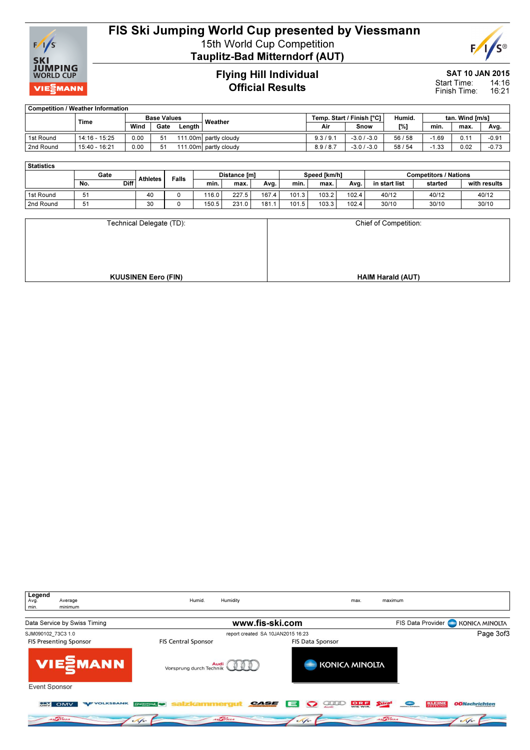# FIS Ski Jumping World Cup presented by Viessmann

15th World Cup Competition

**Tauplitz-Bad Mitterndorf (AUT)**

## Flying Hill Individual
## Official Results

**SAT 10 JAN 2015**
Start Time: 14:16
Finish Time: 16:21

**Competition / Weather Information**

| | Time | Base Values | | | Weather | Temp. Start / Finish [°C] | | Humid. | tan. Wind [m/s] | | |
|---|---|---|---|---|---|---|---|---|---|---|---|
| | | Wind | Gate | Length | | Air | Snow | [%] | min. | max. | Avg. |
| 1st Round | 14:16 - 15:25 | 0.00 | 51 | 111.00m | partly cloudy | 9.3 / 9.1 | -3.0 / -3.0 | 56 / 58 | -1.69 | 0.11 | -0.91 |
| 2nd Round | 15:40 - 16:21 | 0.00 | 51 | 111.00m | partly cloudy | 8.9 / 8.7 | -3.0 / -3.0 | 58 / 54 | -1.33 | 0.02 | -0.73 |

**Statistics**

| | Gate | | Athletes | Falls | Distance [m] | | | Speed [km/h] | | | Competitors / Nations | | |
|---|---|---|---|---|---|---|---|---|---|---|---|---|---|
| | No. | Diff | | | min. | max. | Avg. | min. | max. | Avg. | in start list | started | with results |
| 1st Round | 51 | | 40 | 0 | 116.0 | 227.5 | 167.4 | 101.3 | 103.2 | 102.4 | 40/12 | 40/12 | 40/12 |
| 2nd Round | 51 | | 30 | 0 | 150.5 | 231.0 | 181.1 | 101.5 | 103.3 | 102.4 | 30/10 | 30/10 | 30/10 |

| Technical Delegate (TD): | Chief of Competition: |
|---|---|
| **KUUSINEN Eero (FIN)** | **HAIM Harald (AUT)** |

**Legend**
Avg. Average
min. minimum
Humid. Humidity
max. maximum

Data Service by Swiss Timing
www.fis-ski.com
FIS Data Provider KONICA MINOLTA
SJM090102_73C3 1.0
report created SA 10JAN2015 16:23